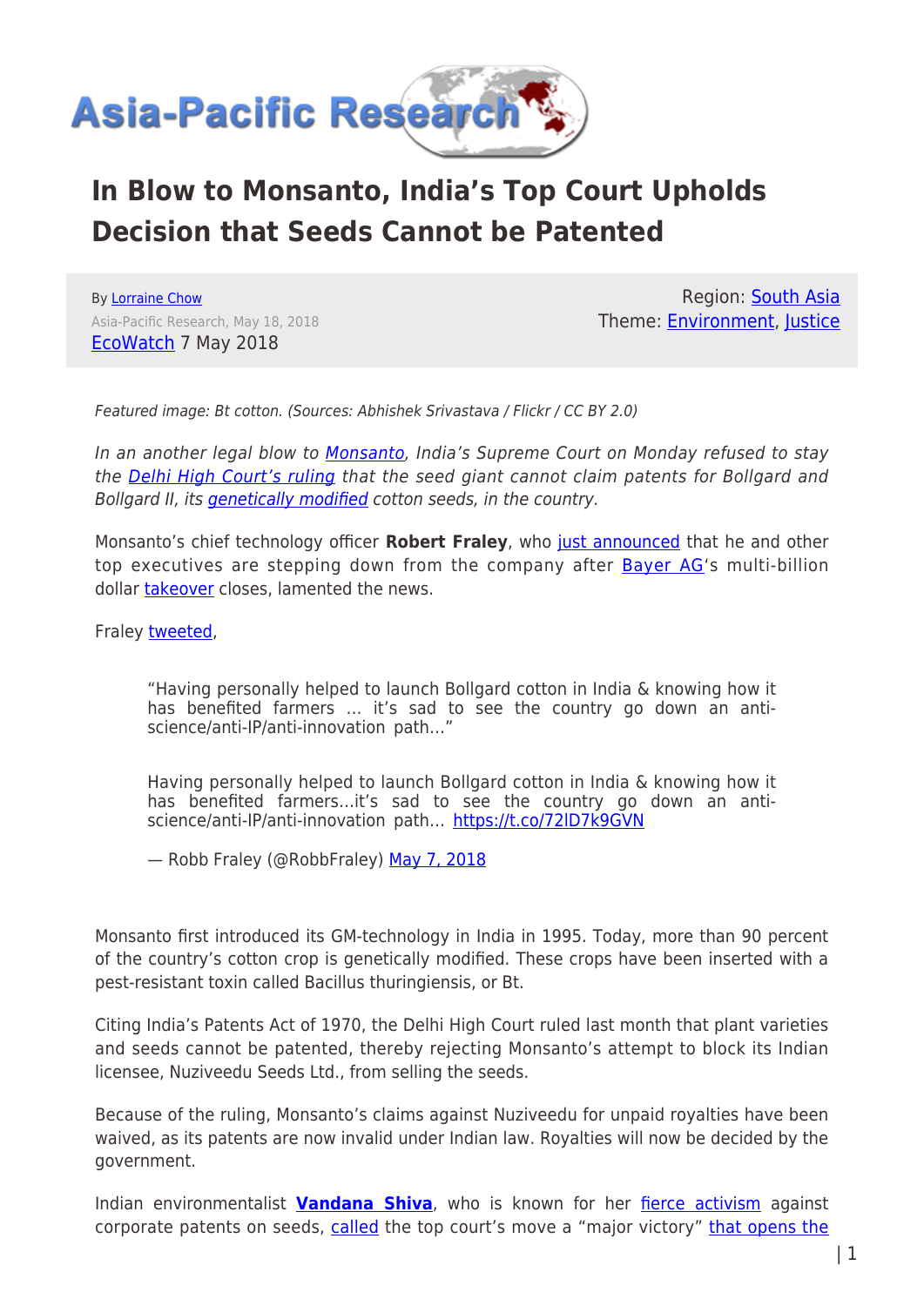# In Blow to Monsanto, India's Top Court Upholds Decision that Seeds Cannot be Patented

By Lorraine Chow
Asia-Pacific Research, May 18, 2018
EcoWatch 7 May 2018

Region: South Asia
Theme: Environment, Justice

*Featured image: Bt cotton. (Sources: Abhishek Srivastava / Flickr / CC BY 2.0)*

*In an another legal blow to Monsanto, India's Supreme Court on Monday refused to stay the Delhi High Court's ruling that the seed giant cannot claim patents for Bollgard and Bollgard II, its genetically modified cotton seeds, in the country.*

Monsanto's chief technology officer **Robert Fraley**, who just announced that he and other top executives are stepping down from the company after Bayer AG's multi-billion dollar takeover closes, lamented the news.

Fraley tweeted,

> "Having personally helped to launch Bollgard cotton in India & knowing how it has benefited farmers … it's sad to see the country go down an anti-science/anti-IP/anti-innovation path…"
>
> Having personally helped to launch Bollgard cotton in India & knowing how it has benefited farmers…it's sad to see the country go down an anti-science/anti-IP/anti-innovation path… https://t.co/72lD7k9GVN
>
> — Robb Fraley (@RobbFraley) May 7, 2018

Monsanto first introduced its GM-technology in India in 1995. Today, more than 90 percent of the country's cotton crop is genetically modified. These crops have been inserted with a pest-resistant toxin called Bacillus thuringiensis, or Bt.

Citing India's Patents Act of 1970, the Delhi High Court ruled last month that plant varieties and seeds cannot be patented, thereby rejecting Monsanto's attempt to block its Indian licensee, Nuziveedu Seeds Ltd., from selling the seeds.

Because of the ruling, Monsanto's claims against Nuziveedu for unpaid royalties have been waived, as its patents are now invalid under Indian law. Royalties will now be decided by the government.

Indian environmentalist **Vandana Shiva**, who is known for her fierce activism against corporate patents on seeds, called the top court's move a "major victory" that opens the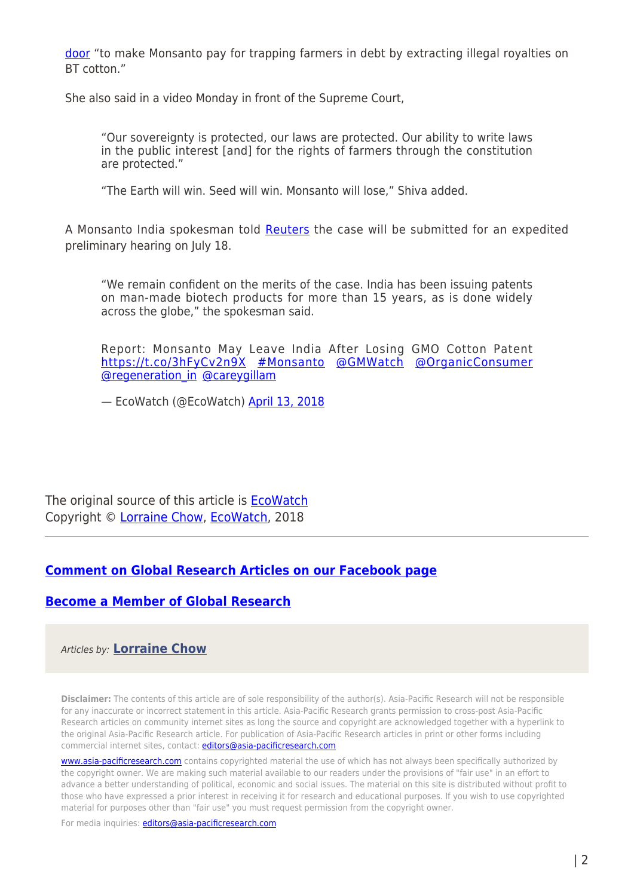door "to make Monsanto pay for trapping farmers in debt by extracting illegal royalties on BT cotton."

She also said in a video Monday in front of the Supreme Court,

> "Our sovereignty is protected, our laws are protected. Our ability to write laws in the public interest [and] for the rights of farmers through the constitution are protected."
>
> "The Earth will win. Seed will win. Monsanto will lose," Shiva added.

A Monsanto India spokesman told Reuters the case will be submitted for an expedited preliminary hearing on July 18.

> "We remain confident on the merits of the case. India has been issuing patents on man-made biotech products for more than 15 years, as is done widely across the globe," the spokesman said.

> Report: Monsanto May Leave India After Losing GMO Cotton Patent https://t.co/3hFyCv2n9X #Monsanto @GMWatch @OrganicConsumer @regeneration_in @careygillam
>
> — EcoWatch (@EcoWatch) April 13, 2018

The original source of this article is EcoWatch
Copyright © Lorraine Chow, EcoWatch, 2018

---

**Comment on Global Research Articles on our Facebook page**

**Become a Member of Global Research**

*Articles by:* **Lorraine Chow**

**Disclaimer:** The contents of this article are of sole responsibility of the author(s). Asia-Pacific Research will not be responsible for any inaccurate or incorrect statement in this article. Asia-Pacific Research grants permission to cross-post Asia-Pacific Research articles on community internet sites as long the source and copyright are acknowledged together with a hyperlink to the original Asia-Pacific Research article. For publication of Asia-Pacific Research articles in print or other forms including commercial internet sites, contact: editors@asia-pacificresearch.com

www.asia-pacificresearch.com contains copyrighted material the use of which has not always been specifically authorized by the copyright owner. We are making such material available to our readers under the provisions of "fair use" in an effort to advance a better understanding of political, economic and social issues. The material on this site is distributed without profit to those who have expressed a prior interest in receiving it for research and educational purposes. If you wish to use copyrighted material for purposes other than "fair use" you must request permission from the copyright owner.

For media inquiries: editors@asia-pacificresearch.com